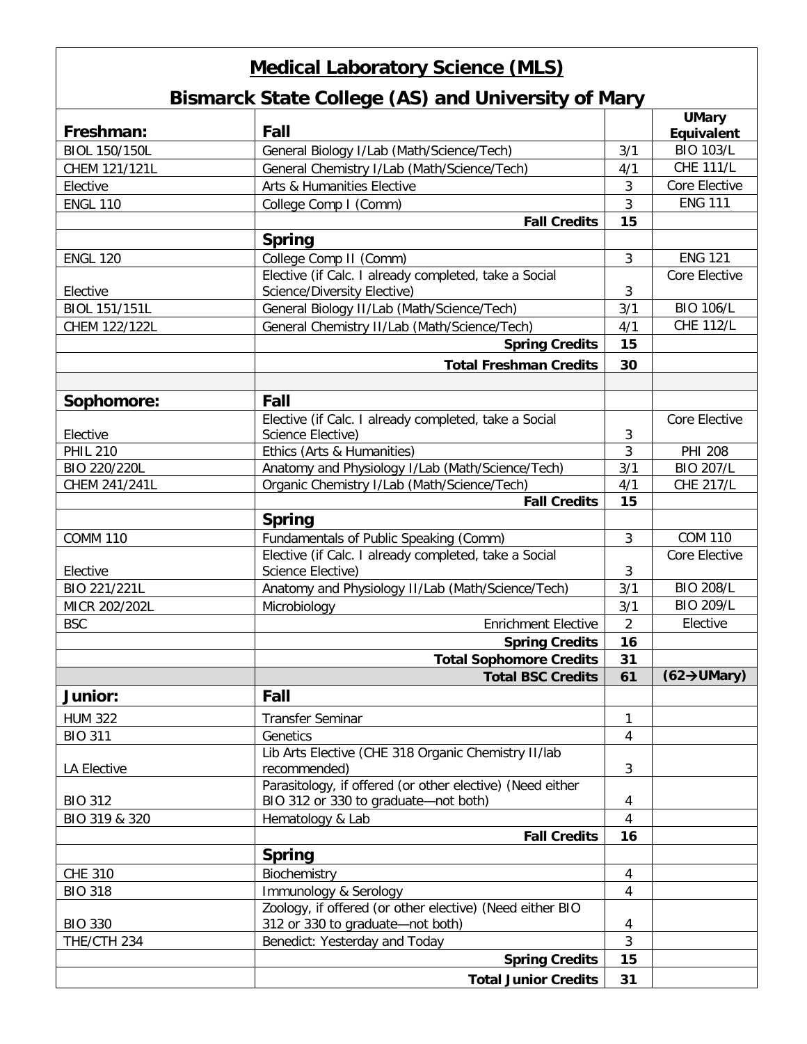# Medical Laboratory Science (MLS)

## Bismarck State College (AS) and University of Mary

| Freshman: | Fall | | UMary Equivalent |
|---|---|---|---|
| BIOL 150/150L | General Biology I/Lab (Math/Science/Tech) | 3/1 | BIO 103/L |
| CHEM 121/121L | General Chemistry I/Lab (Math/Science/Tech) | 4/1 | CHE 111/L |
| Elective | Arts & Humanities Elective | 3 | Core Elective |
| ENGL 110 | College Comp I (Comm) | 3 | ENG 111 |
| | **Fall Credits** | **15** | |
| | **Spring** | | |
| ENGL 120 | College Comp II (Comm) | 3 | ENG 121 |
| Elective | Elective (if Calc. I already completed, take a Social Science/Diversity Elective) | 3 | Core Elective |
| BIOL 151/151L | General Biology II/Lab (Math/Science/Tech) | 3/1 | BIO 106/L |
| CHEM 122/122L | General Chemistry II/Lab (Math/Science/Tech) | 4/1 | CHE 112/L |
| | **Spring Credits** | **15** | |
| | **Total Freshman Credits** | **30** | |
| | | | |
| **Sophomore:** | **Fall** | | |
| Elective | Elective (if Calc. I already completed, take a Social Science Elective) | 3 | Core Elective |
| PHIL 210 | Ethics (Arts & Humanities) | 3 | PHI 208 |
| BIO 220/220L | Anatomy and Physiology I/Lab (Math/Science/Tech) | 3/1 | BIO 207/L |
| CHEM 241/241L | Organic Chemistry I/Lab (Math/Science/Tech) | 4/1 | CHE 217/L |
| | **Fall Credits** | **15** | |
| | **Spring** | | |
| COMM 110 | Fundamentals of Public Speaking (Comm) | 3 | COM 110 |
| Elective | Elective (if Calc. I already completed, take a Social Science Elective) | 3 | Core Elective |
| BIO 221/221L | Anatomy and Physiology II/Lab (Math/Science/Tech) | 3/1 | BIO 208/L |
| MICR 202/202L | Microbiology | 3/1 | BIO 209/L |
| BSC | Enrichment Elective | 2 | Elective |
| | **Spring Credits** | **16** | |
| | **Total Sophomore Credits** | **31** | |
| | **Total BSC Credits** | **61** | **(62→UMary)** |
| **Junior:** | **Fall** | | |
| HUM 322 | Transfer Seminar | 1 | |
| BIO 311 | Genetics | 4 | |
| LA Elective | Lib Arts Elective (CHE 318 Organic Chemistry II/lab recommended) | 3 | |
| BIO 312 | Parasitology, if offered (or other elective) (Need either BIO 312 or 330 to graduate—not both) | 4 | |
| BIO 319 & 320 | Hematology & Lab | 4 | |
| | **Fall Credits** | **16** | |
| | **Spring** | | |
| CHE 310 | Biochemistry | 4 | |
| BIO 318 | Immunology & Serology | 4 | |
| BIO 330 | Zoology, if offered (or other elective) (Need either BIO 312 or 330 to graduate—not both) | 4 | |
| THE/CTH 234 | Benedict: Yesterday and Today | 3 | |
| | **Spring Credits** | **15** | |
| | **Total Junior Credits** | **31** | |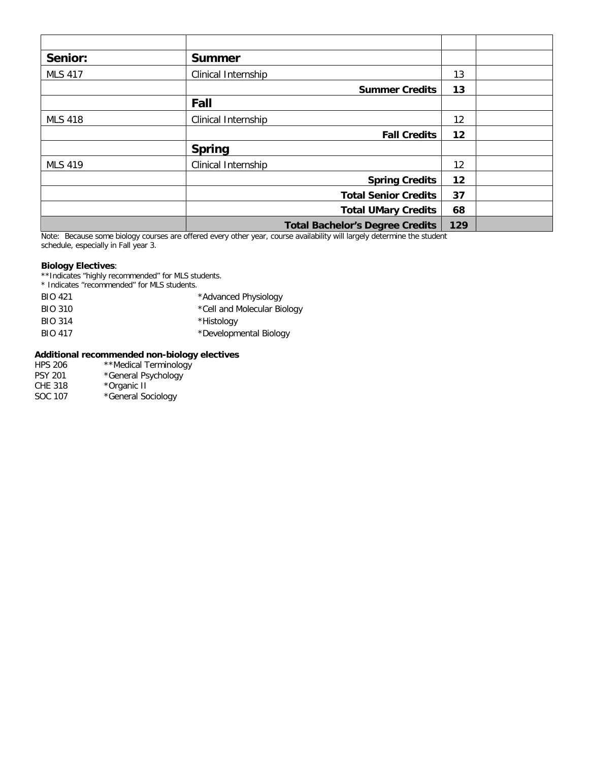| | | | |
|---|---|---|---|
| | | | |
| **Senior:** | **Summer** | | |
| MLS 417 | Clinical Internship | 13 | |
| | **Summer Credits** | **13** | |
| | **Fall** | | |
| MLS 418 | Clinical Internship | 12 | |
| | **Fall Credits** | **12** | |
| | **Spring** | | |
| MLS 419 | Clinical Internship | 12 | |
| | **Spring Credits** | **12** | |
| | **Total Senior Credits** | **37** | |
| | **Total UMary Credits** | **68** | |
| | **Total Bachelor's Degree Credits** | **129** | |

Note: Because some biology courses are offered every other year, course availability will largely determine the student schedule, especially in Fall year 3.

**Biology Electives**:

**Indicates "highly recommended" for MLS students.
* Indicates "recommended" for MLS students.

| | |
|---|---|
| BIO 421 | *Advanced Physiology |
| BIO 310 | *Cell and Molecular Biology |
| BIO 314 | *Histology |
| BIO 417 | *Developmental Biology |

**Additional recommended non-biology electives**

| | |
|---|---|
| HPS 206 | **Medical Terminology |
| PSY 201 | *General Psychology |
| CHE 318 | *Organic II |
| SOC 107 | *General Sociology |